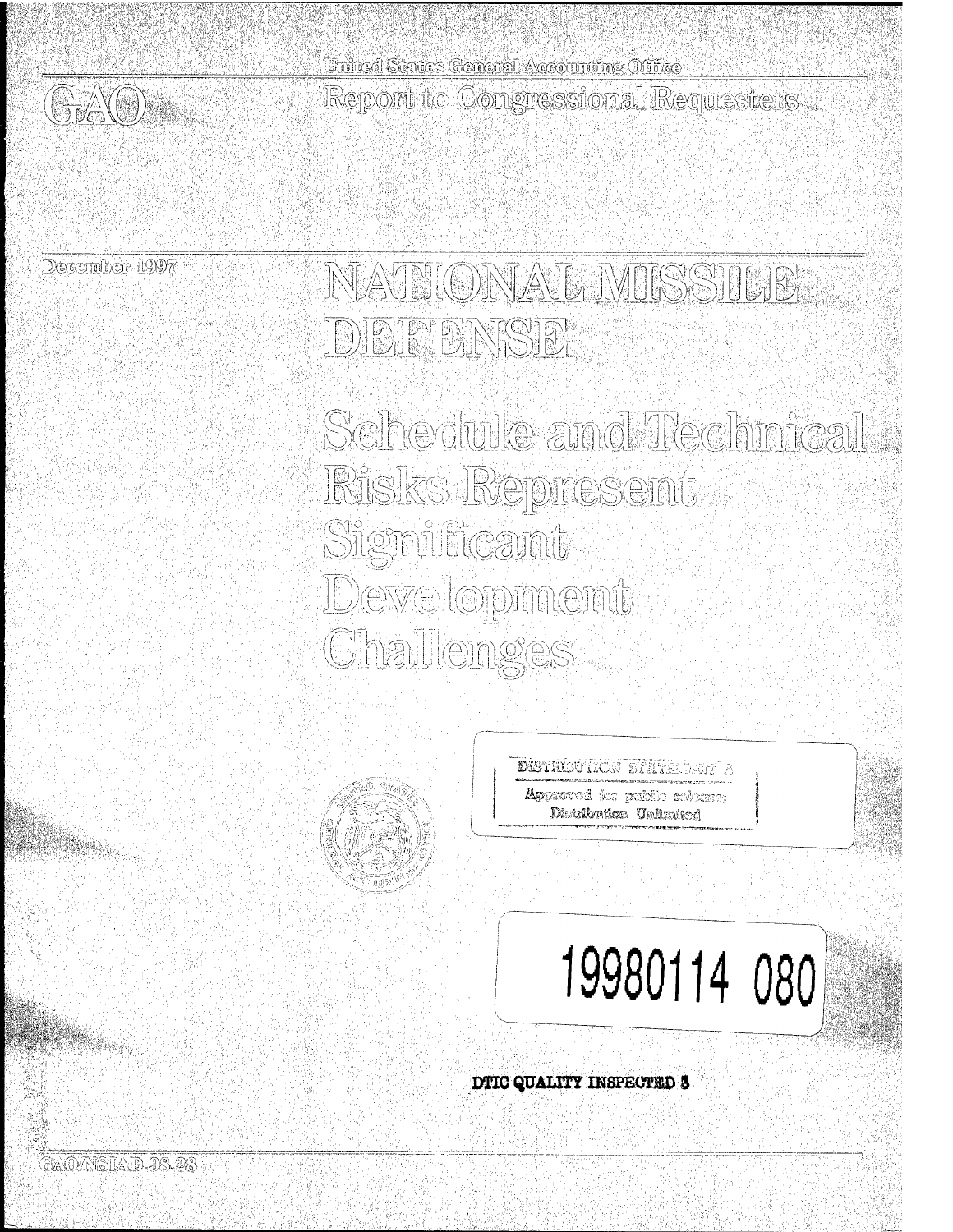GAO

United States General Accounting Office

Report to Congressional Requesters

December 1997

# NATIONAL MISSILE DEFENSE

## Schedule and Technical Risks Represent Significant Development Challenges

DISTRIBUTION STATEMENT A

Approved for public release; Distribution Unlimited

19980114 080

DTIC QUALITY INSPECTED 3

GAO/NSIAD-98-28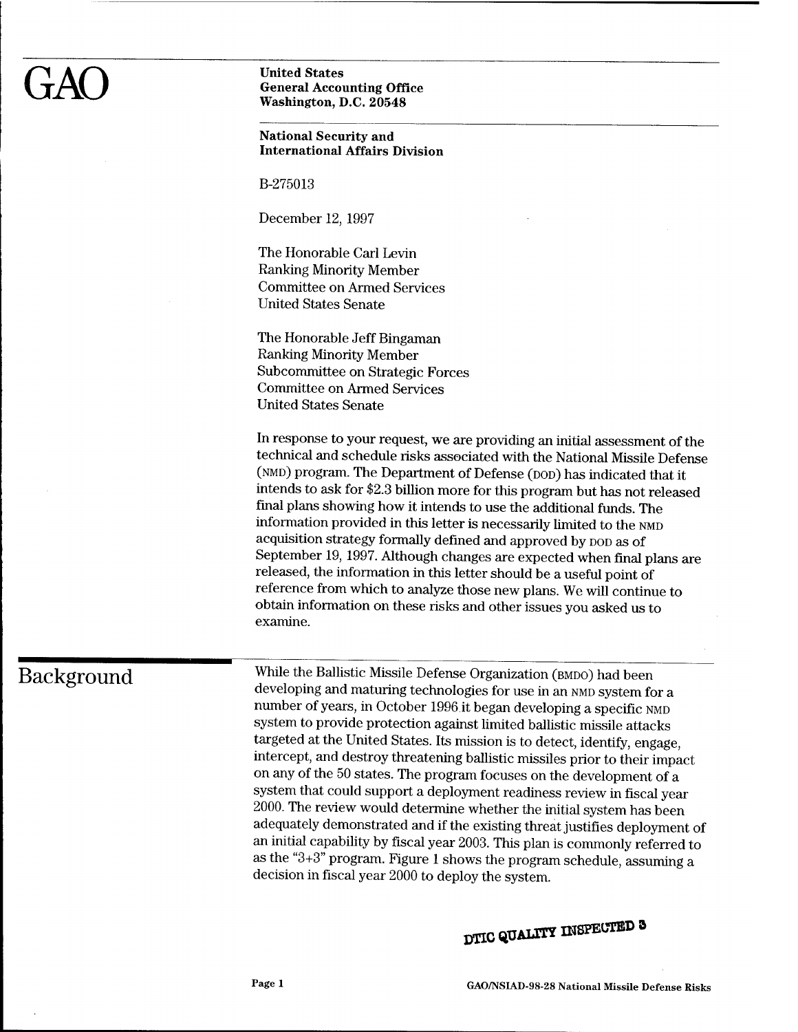GAO

**United States**
**General Accounting Office**
**Washington, D.C. 20548**

**National Security and**
**International Affairs Division**

B-275013

December 12, 1997

The Honorable Carl Levin
Ranking Minority Member
Committee on Armed Services
United States Senate

The Honorable Jeff Bingaman
Ranking Minority Member
Subcommittee on Strategic Forces
Committee on Armed Services
United States Senate

In response to your request, we are providing an initial assessment of the technical and schedule risks associated with the National Missile Defense (NMD) program. The Department of Defense (DOD) has indicated that it intends to ask for $2.3 billion more for this program but has not released final plans showing how it intends to use the additional funds. The information provided in this letter is necessarily limited to the NMD acquisition strategy formally defined and approved by DOD as of September 19, 1997. Although changes are expected when final plans are released, the information in this letter should be a useful point of reference from which to analyze those new plans. We will continue to obtain information on these risks and other issues you asked us to examine.

## Background

While the Ballistic Missile Defense Organization (BMDO) had been developing and maturing technologies for use in an NMD system for a number of years, in October 1996 it began developing a specific NMD system to provide protection against limited ballistic missile attacks targeted at the United States. Its mission is to detect, identify, engage, intercept, and destroy threatening ballistic missiles prior to their impact on any of the 50 states. The program focuses on the development of a system that could support a deployment readiness review in fiscal year 2000. The review would determine whether the initial system has been adequately demonstrated and if the existing threat justifies deployment of an initial capability by fiscal year 2003. This plan is commonly referred to as the "3+3" program. Figure 1 shows the program schedule, assuming a decision in fiscal year 2000 to deploy the system.

DTIC QUALITY INSPECTED 3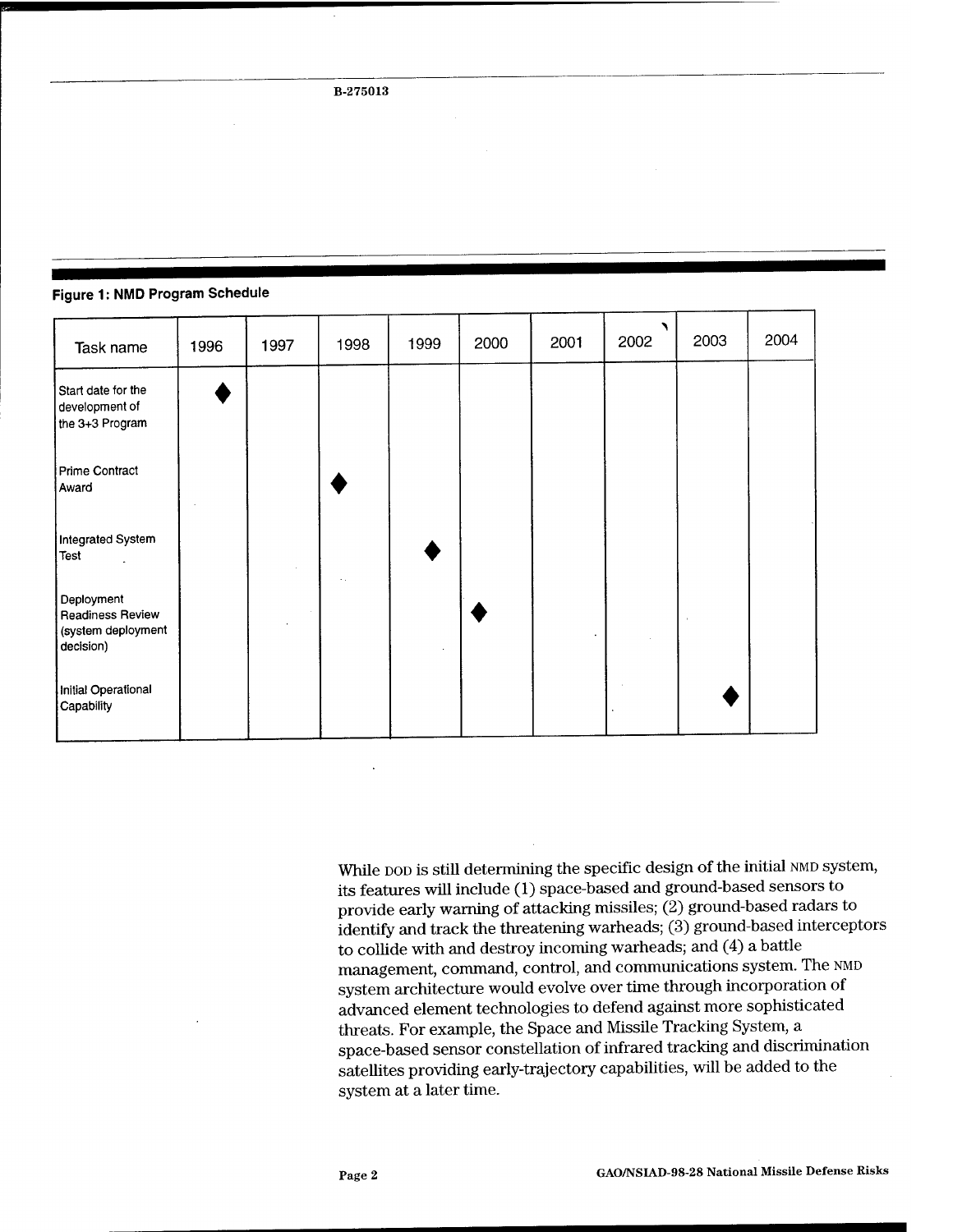**Figure 1: NMD Program Schedule**

| Task name | 1996 | 1997 | 1998 | 1999 | 2000 | 2001 | 2002 | 2003 | 2004 |
|---|---|---|---|---|---|---|---|---|---|
| Start date for the development of the 3+3 Program | ◆ | | | | | | | | |
| Prime Contract Award | | | ◆ | | | | | | |
| Integrated System Test | | | | ◆ | | | | | |
| Deployment Readiness Review (system deployment decision) | | | | | ◆ | | | | |
| Initial Operational Capability | | | | | | | | ◆ | |

While DOD is still determining the specific design of the initial NMD system, its features will include (1) space-based and ground-based sensors to provide early warning of attacking missiles; (2) ground-based radars to identify and track the threatening warheads; (3) ground-based interceptors to collide with and destroy incoming warheads; and (4) a battle management, command, control, and communications system. The NMD system architecture would evolve over time through incorporation of advanced element technologies to defend against more sophisticated threats. For example, the Space and Missile Tracking System, a space-based sensor constellation of infrared tracking and discrimination satellites providing early-trajectory capabilities, will be added to the system at a later time.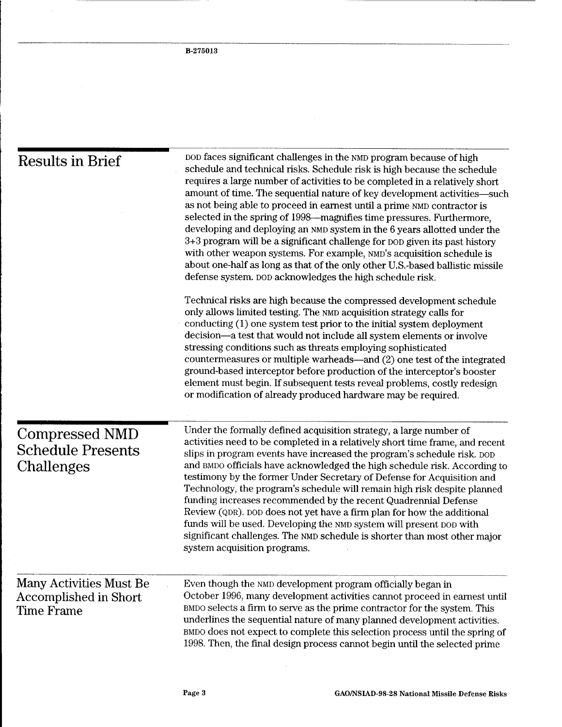## Results in Brief

DOD faces significant challenges in the NMD program because of high schedule and technical risks. Schedule risk is high because the schedule requires a large number of activities to be completed in a relatively short amount of time. The sequential nature of key development activities—such as not being able to proceed in earnest until a prime NMD contractor is selected in the spring of 1998—magnifies time pressures. Furthermore, developing and deploying an NMD system in the 6 years allotted under the 3+3 program will be a significant challenge for DOD given its past history with other weapon systems. For example, NMD's acquisition schedule is about one-half as long as that of the only other U.S.-based ballistic missile defense system. DOD acknowledges the high schedule risk.

Technical risks are high because the compressed development schedule only allows limited testing. The NMD acquisition strategy calls for conducting (1) one system test prior to the initial system deployment decision—a test that would not include all system elements or involve stressing conditions such as threats employing sophisticated countermeasures or multiple warheads—and (2) one test of the integrated ground-based interceptor before production of the interceptor's booster element must begin. If subsequent tests reveal problems, costly redesign or modification of already produced hardware may be required.

## Compressed NMD Schedule Presents Challenges

Under the formally defined acquisition strategy, a large number of activities need to be completed in a relatively short time frame, and recent slips in program events have increased the program's schedule risk. DOD and BMDO officials have acknowledged the high schedule risk. According to testimony by the former Under Secretary of Defense for Acquisition and Technology, the program's schedule will remain high risk despite planned funding increases recommended by the recent Quadrennial Defense Review (QDR). DOD does not yet have a firm plan for how the additional funds will be used. Developing the NMD system will present DOD with significant challenges. The NMD schedule is shorter than most other major system acquisition programs.

### Many Activities Must Be Accomplished in Short Time Frame

Even though the NMD development program officially began in October 1996, many development activities cannot proceed in earnest until BMDO selects a firm to serve as the prime contractor for the system. This underlines the sequential nature of many planned development activities. BMDO does not expect to complete this selection process until the spring of 1998. Then, the final design process cannot begin until the selected prime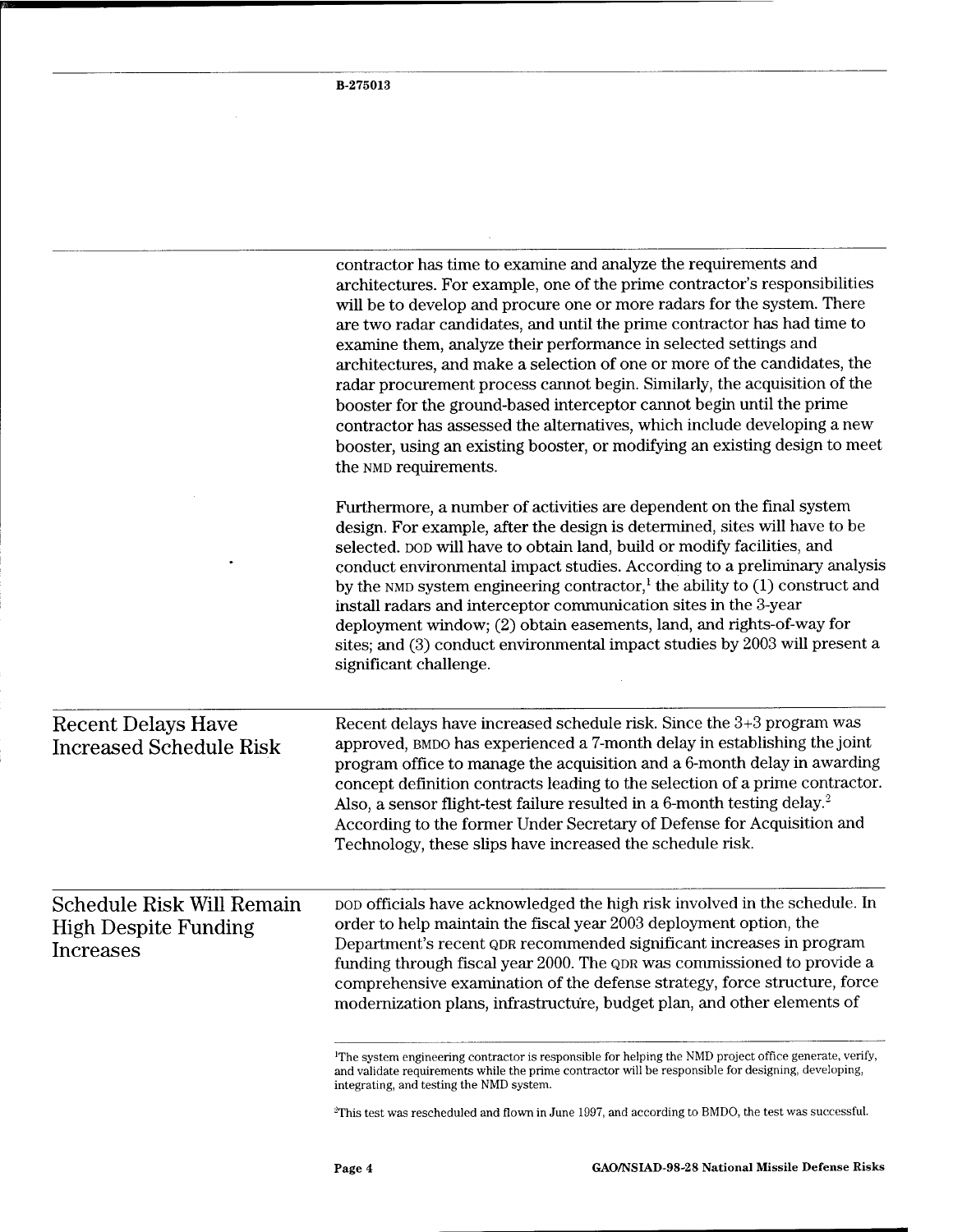contractor has time to examine and analyze the requirements and architectures. For example, one of the prime contractor's responsibilities will be to develop and procure one or more radars for the system. There are two radar candidates, and until the prime contractor has had time to examine them, analyze their performance in selected settings and architectures, and make a selection of one or more of the candidates, the radar procurement process cannot begin. Similarly, the acquisition of the booster for the ground-based interceptor cannot begin until the prime contractor has assessed the alternatives, which include developing a new booster, using an existing booster, or modifying an existing design to meet the NMD requirements.

Furthermore, a number of activities are dependent on the final system design. For example, after the design is determined, sites will have to be selected. DOD will have to obtain land, build or modify facilities, and conduct environmental impact studies. According to a preliminary analysis by the NMD system engineering contractor,[1] the ability to (1) construct and install radars and interceptor communication sites in the 3-year deployment window; (2) obtain easements, land, and rights-of-way for sites; and (3) conduct environmental impact studies by 2003 will present a significant challenge.

## Recent Delays Have Increased Schedule Risk

Recent delays have increased schedule risk. Since the 3+3 program was approved, BMDO has experienced a 7-month delay in establishing the joint program office to manage the acquisition and a 6-month delay in awarding concept definition contracts leading to the selection of a prime contractor. Also, a sensor flight-test failure resulted in a 6-month testing delay.[2] According to the former Under Secretary of Defense for Acquisition and Technology, these slips have increased the schedule risk.

## Schedule Risk Will Remain High Despite Funding Increases

DOD officials have acknowledged the high risk involved in the schedule. In order to help maintain the fiscal year 2003 deployment option, the Department's recent QDR recommended significant increases in program funding through fiscal year 2000. The QDR was commissioned to provide a comprehensive examination of the defense strategy, force structure, force modernization plans, infrastructure, budget plan, and other elements of

[1]The system engineering contractor is responsible for helping the NMD project office generate, verify, and validate requirements while the prime contractor will be responsible for designing, developing, integrating, and testing the NMD system.

[2]This test was rescheduled and flown in June 1997, and according to BMDO, the test was successful.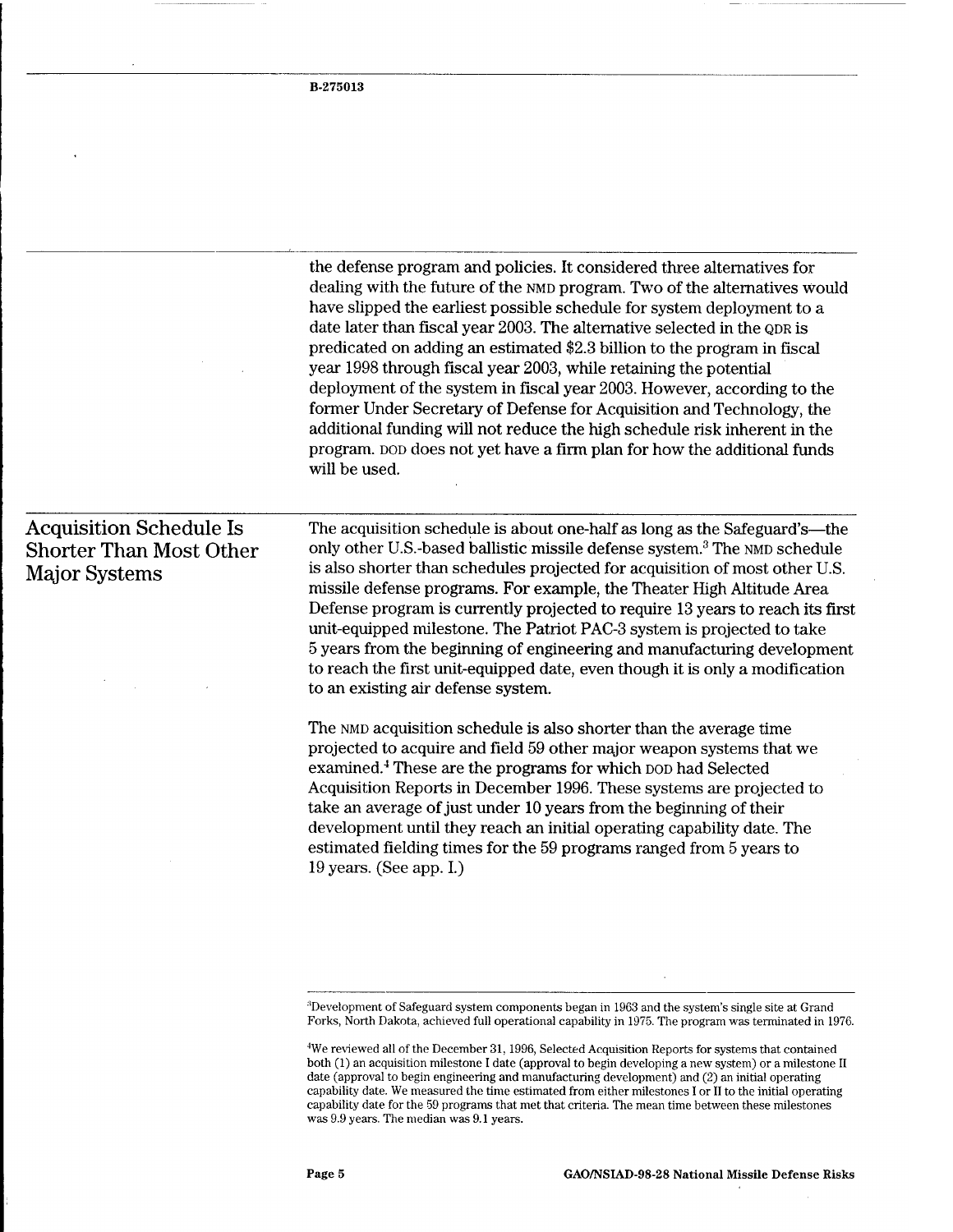the defense program and policies. It considered three alternatives for dealing with the future of the NMD program. Two of the alternatives would have slipped the earliest possible schedule for system deployment to a date later than fiscal year 2003. The alternative selected in the QDR is predicated on adding an estimated $2.3 billion to the program in fiscal year 1998 through fiscal year 2003, while retaining the potential deployment of the system in fiscal year 2003. However, according to the former Under Secretary of Defense for Acquisition and Technology, the additional funding will not reduce the high schedule risk inherent in the program. DOD does not yet have a firm plan for how the additional funds will be used.

## Acquisition Schedule Is Shorter Than Most Other Major Systems

The acquisition schedule is about one-half as long as the Safeguard's—the only other U.S.-based ballistic missile defense system.[3] The NMD schedule is also shorter than schedules projected for acquisition of most other U.S. missile defense programs. For example, the Theater High Altitude Area Defense program is currently projected to require 13 years to reach its first unit-equipped milestone. The Patriot PAC-3 system is projected to take 5 years from the beginning of engineering and manufacturing development to reach the first unit-equipped date, even though it is only a modification to an existing air defense system.

The NMD acquisition schedule is also shorter than the average time projected to acquire and field 59 other major weapon systems that we examined.[4] These are the programs for which DOD had Selected Acquisition Reports in December 1996. These systems are projected to take an average of just under 10 years from the beginning of their development until they reach an initial operating capability date. The estimated fielding times for the 59 programs ranged from 5 years to 19 years. (See app. I.)

[3]Development of Safeguard system components began in 1963 and the system's single site at Grand Forks, North Dakota, achieved full operational capability in 1975. The program was terminated in 1976.

[4]We reviewed all of the December 31, 1996, Selected Acquisition Reports for systems that contained both (1) an acquisition milestone I date (approval to begin developing a new system) or a milestone II date (approval to begin engineering and manufacturing development) and (2) an initial operating capability date. We measured the time estimated from either milestones I or II to the initial operating capability date for the 59 programs that met that criteria. The mean time between these milestones was 9.9 years. The median was 9.1 years.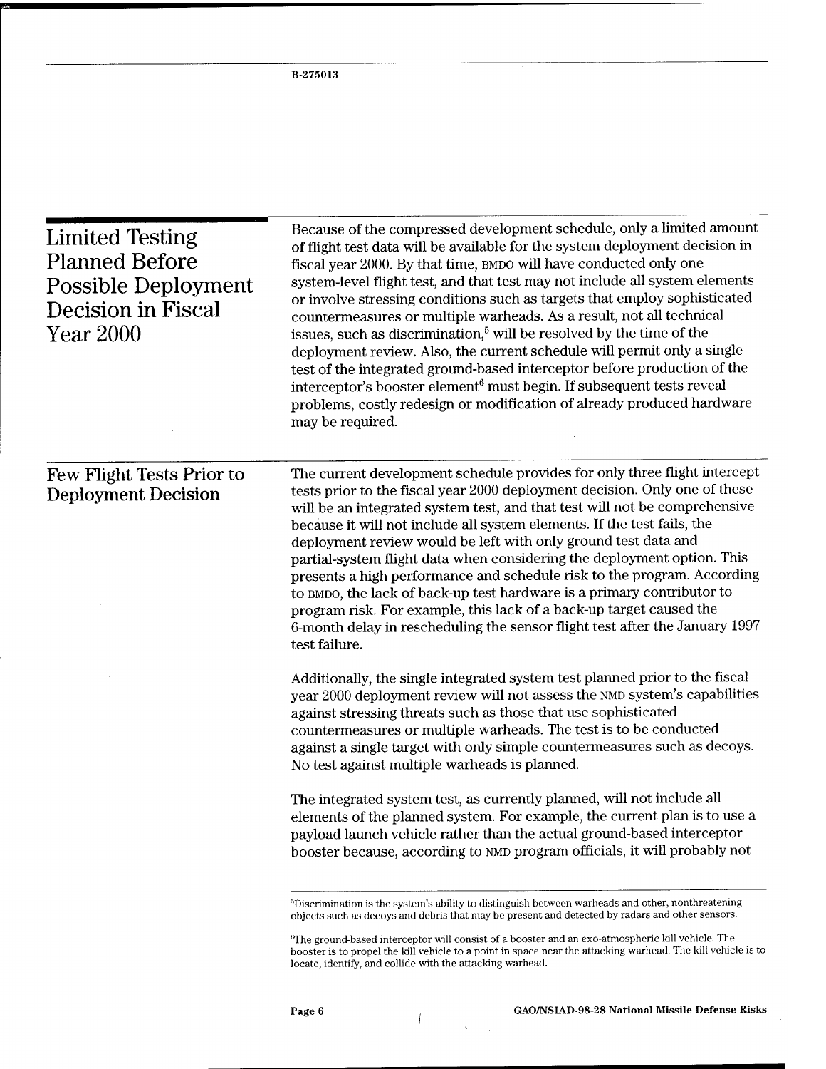## Limited Testing Planned Before Possible Deployment Decision in Fiscal Year 2000

Because of the compressed development schedule, only a limited amount of flight test data will be available for the system deployment decision in fiscal year 2000. By that time, BMDO will have conducted only one system-level flight test, and that test may not include all system elements or involve stressing conditions such as targets that employ sophisticated countermeasures or multiple warheads. As a result, not all technical issues, such as discrimination,[5] will be resolved by the time of the deployment review. Also, the current schedule will permit only a single test of the integrated ground-based interceptor before production of the interceptor's booster element[6] must begin. If subsequent tests reveal problems, costly redesign or modification of already produced hardware may be required.

### Few Flight Tests Prior to Deployment Decision

The current development schedule provides for only three flight intercept tests prior to the fiscal year 2000 deployment decision. Only one of these will be an integrated system test, and that test will not be comprehensive because it will not include all system elements. If the test fails, the deployment review would be left with only ground test data and partial-system flight data when considering the deployment option. This presents a high performance and schedule risk to the program. According to BMDO, the lack of back-up test hardware is a primary contributor to program risk. For example, this lack of a back-up target caused the 6-month delay in rescheduling the sensor flight test after the January 1997 test failure.

Additionally, the single integrated system test planned prior to the fiscal year 2000 deployment review will not assess the NMD system's capabilities against stressing threats such as those that use sophisticated countermeasures or multiple warheads. The test is to be conducted against a single target with only simple countermeasures such as decoys. No test against multiple warheads is planned.

The integrated system test, as currently planned, will not include all elements of the planned system. For example, the current plan is to use a payload launch vehicle rather than the actual ground-based interceptor booster because, according to NMD program officials, it will probably not

[5]Discrimination is the system's ability to distinguish between warheads and other, nonthreatening objects such as decoys and debris that may be present and detected by radars and other sensors.

[6]The ground-based interceptor will consist of a booster and an exo-atmospheric kill vehicle. The booster is to propel the kill vehicle to a point in space near the attacking warhead. The kill vehicle is to locate, identify, and collide with the attacking warhead.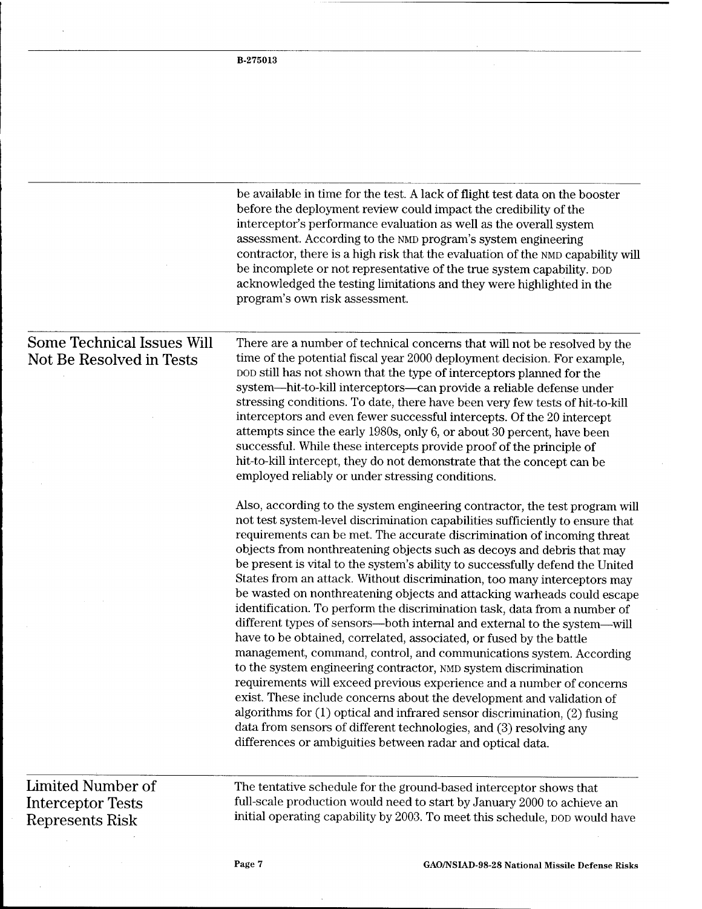be available in time for the test. A lack of flight test data on the booster before the deployment review could impact the credibility of the interceptor's performance evaluation as well as the overall system assessment. According to the NMD program's system engineering contractor, there is a high risk that the evaluation of the NMD capability will be incomplete or not representative of the true system capability. DOD acknowledged the testing limitations and they were highlighted in the program's own risk assessment.

## Some Technical Issues Will Not Be Resolved in Tests

There are a number of technical concerns that will not be resolved by the time of the potential fiscal year 2000 deployment decision. For example, DOD still has not shown that the type of interceptors planned for the system—hit-to-kill interceptors—can provide a reliable defense under stressing conditions. To date, there have been very few tests of hit-to-kill interceptors and even fewer successful intercepts. Of the 20 intercept attempts since the early 1980s, only 6, or about 30 percent, have been successful. While these intercepts provide proof of the principle of hit-to-kill intercept, they do not demonstrate that the concept can be employed reliably or under stressing conditions.

Also, according to the system engineering contractor, the test program will not test system-level discrimination capabilities sufficiently to ensure that requirements can be met. The accurate discrimination of incoming threat objects from nonthreatening objects such as decoys and debris that may be present is vital to the system's ability to successfully defend the United States from an attack. Without discrimination, too many interceptors may be wasted on nonthreatening objects and attacking warheads could escape identification. To perform the discrimination task, data from a number of different types of sensors—both internal and external to the system—will have to be obtained, correlated, associated, or fused by the battle management, command, control, and communications system. According to the system engineering contractor, NMD system discrimination requirements will exceed previous experience and a number of concerns exist. These include concerns about the development and validation of algorithms for (1) optical and infrared sensor discrimination, (2) fusing data from sensors of different technologies, and (3) resolving any differences or ambiguities between radar and optical data.

## Limited Number of Interceptor Tests Represents Risk

The tentative schedule for the ground-based interceptor shows that full-scale production would need to start by January 2000 to achieve an initial operating capability by 2003. To meet this schedule, DOD would have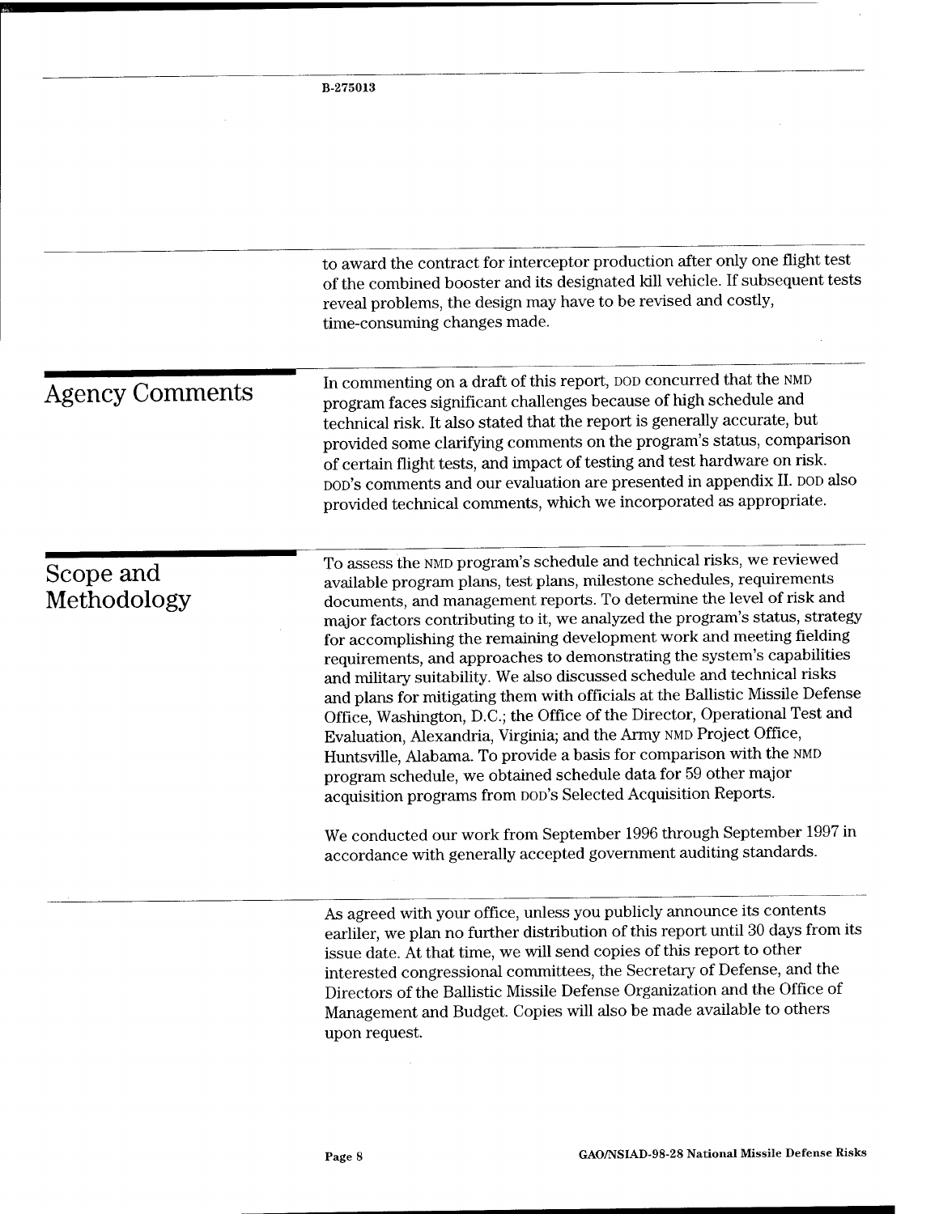to award the contract for interceptor production after only one flight test of the combined booster and its designated kill vehicle. If subsequent tests reveal problems, the design may have to be revised and costly, time-consuming changes made.

## Agency Comments

In commenting on a draft of this report, DOD concurred that the NMD program faces significant challenges because of high schedule and technical risk. It also stated that the report is generally accurate, but provided some clarifying comments on the program's status, comparison of certain flight tests, and impact of testing and test hardware on risk. DOD's comments and our evaluation are presented in appendix II. DOD also provided technical comments, which we incorporated as appropriate.

## Scope and Methodology

To assess the NMD program's schedule and technical risks, we reviewed available program plans, test plans, milestone schedules, requirements documents, and management reports. To determine the level of risk and major factors contributing to it, we analyzed the program's status, strategy for accomplishing the remaining development work and meeting fielding requirements, and approaches to demonstrating the system's capabilities and military suitability. We also discussed schedule and technical risks and plans for mitigating them with officials at the Ballistic Missile Defense Office, Washington, D.C.; the Office of the Director, Operational Test and Evaluation, Alexandria, Virginia; and the Army NMD Project Office, Huntsville, Alabama. To provide a basis for comparison with the NMD program schedule, we obtained schedule data for 59 other major acquisition programs from DOD's Selected Acquisition Reports.

We conducted our work from September 1996 through September 1997 in accordance with generally accepted government auditing standards.

As agreed with your office, unless you publicly announce its contents earlier, we plan no further distribution of this report until 30 days from its issue date. At that time, we will send copies of this report to other interested congressional committees, the Secretary of Defense, and the Directors of the Ballistic Missile Defense Organization and the Office of Management and Budget. Copies will also be made available to others upon request.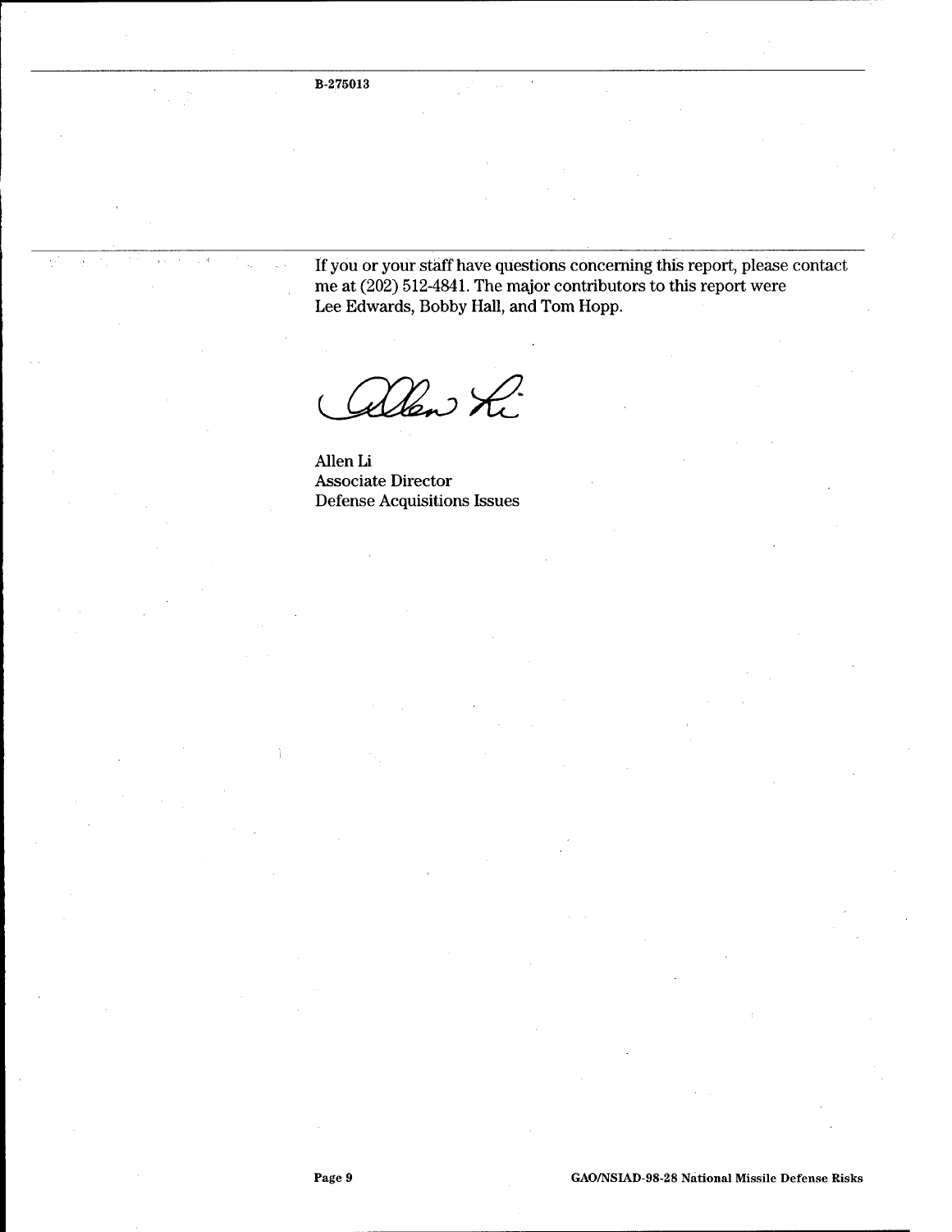If you or your staff have questions concerning this report, please contact me at (202) 512-4841. The major contributors to this report were Lee Edwards, Bobby Hall, and Tom Hopp.

Allen Li
Associate Director
Defense Acquisitions Issues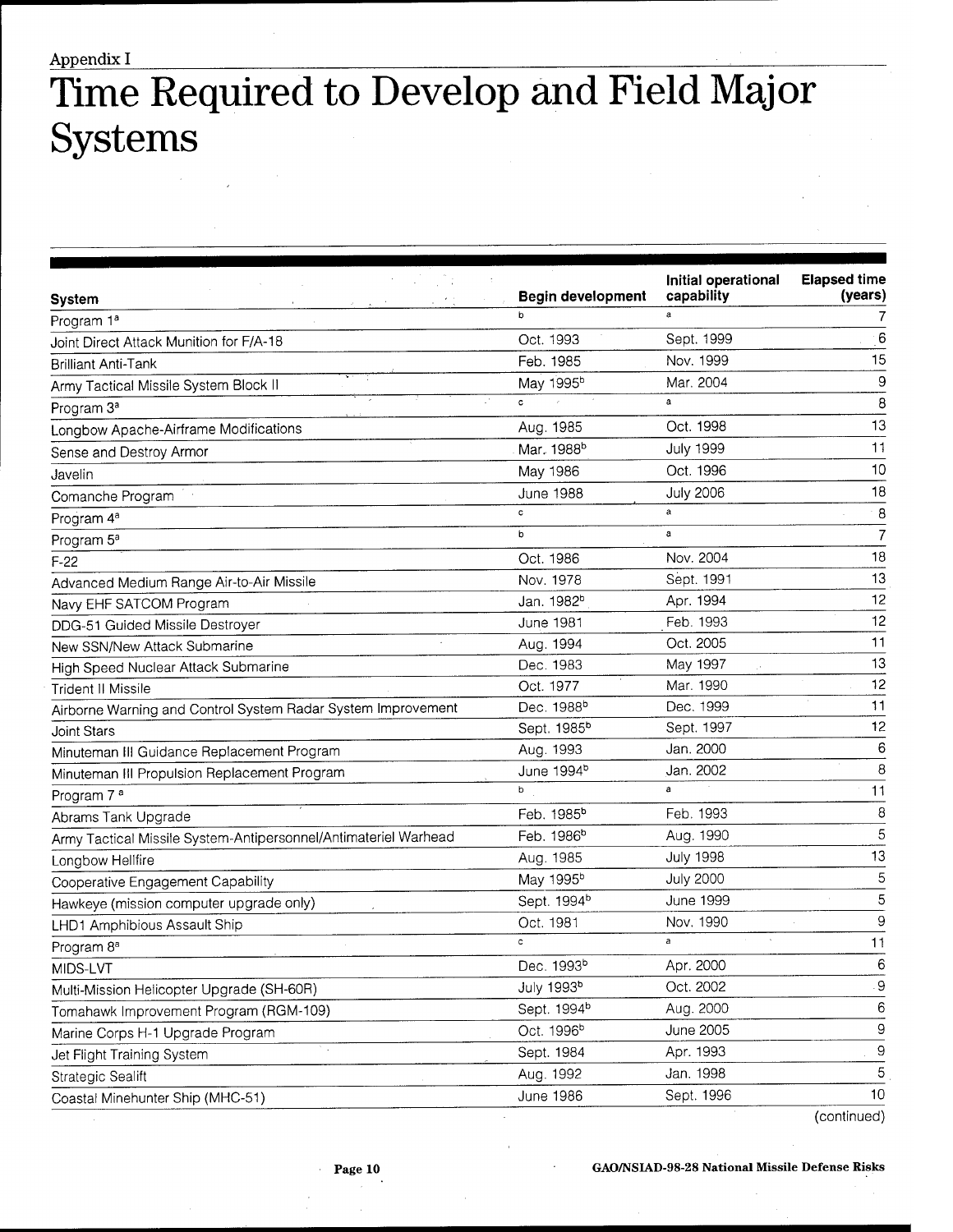Appendix I

# Time Required to Develop and Field Major Systems

| System | Begin development | Initial operational capability | Elapsed time (years) |
|---|---|---|---|
| Program 1[a] | [b] | [a] | 7 |
| Joint Direct Attack Munition for F/A-18 | Oct. 1993 | Sept. 1999 | 6 |
| Brilliant Anti-Tank | Feb. 1985 | Nov. 1999 | 15 |
| Army Tactical Missile System Block II | May 1995[b] | Mar. 2004 | 9 |
| Program 3[a] | [c] | [a] | 8 |
| Longbow Apache-Airframe Modifications | Aug. 1985 | Oct. 1998 | 13 |
| Sense and Destroy Armor | Mar. 1988[b] | July 1999 | 11 |
| Javelin | May 1986 | Oct. 1996 | 10 |
| Comanche Program | June 1988 | July 2006 | 18 |
| Program 4[a] | [c] | [a] | 8 |
| Program 5[a] | [b] | [a] | 7 |
| F-22 | Oct. 1986 | Nov. 2004 | 18 |
| Advanced Medium Range Air-to-Air Missile | Nov. 1978 | Sept. 1991 | 13 |
| Navy EHF SATCOM Program | Jan. 1982[b] | Apr. 1994 | 12 |
| DDG-51 Guided Missile Destroyer | June 1981 | Feb. 1993 | 12 |
| New SSN/New Attack Submarine | Aug. 1994 | Oct. 2005 | 11 |
| High Speed Nuclear Attack Submarine | Dec. 1983 | May 1997 | 13 |
| Trident II Missile | Oct. 1977 | Mar. 1990 | 12 |
| Airborne Warning and Control System Radar System Improvement | Dec. 1988[b] | Dec. 1999 | 11 |
| Joint Stars | Sept. 1985[b] | Sept. 1997 | 12 |
| Minuteman III Guidance Replacement Program | Aug. 1993 | Jan. 2000 | 6 |
| Minuteman III Propulsion Replacement Program | June 1994[b] | Jan. 2002 | 8 |
| Program 7[a] | [b] | [a] | 11 |
| Abrams Tank Upgrade | Feb. 1985[b] | Feb. 1993 | 8 |
| Army Tactical Missile System-Antipersonnel/Antimateriel Warhead | Feb. 1986[b] | Aug. 1990 | 5 |
| Longbow Hellfire | Aug. 1985 | July 1998 | 13 |
| Cooperative Engagement Capability | May 1995[b] | July 2000 | 5 |
| Hawkeye (mission computer upgrade only) | Sept. 1994[b] | June 1999 | 5 |
| LHD1 Amphibious Assault Ship | Oct. 1981 | Nov. 1990 | 9 |
| Program 8[a] | [c] | [a] | 11 |
| MIDS-LVT | Dec. 1993[b] | Apr. 2000 | 6 |
| Multi-Mission Helicopter Upgrade (SH-60R) | July 1993[b] | Oct. 2002 | 9 |
| Tomahawk Improvement Program (RGM-109) | Sept. 1994[b] | Aug. 2000 | 6 |
| Marine Corps H-1 Upgrade Program | Oct. 1996[b] | June 2005 | 9 |
| Jet Flight Training System | Sept. 1984 | Apr. 1993 | 9 |
| Strategic Sealift | Aug. 1992 | Jan. 1998 | 5 |
| Coastal Minehunter Ship (MHC-51) | June 1986 | Sept. 1996 | 10 |

(continued)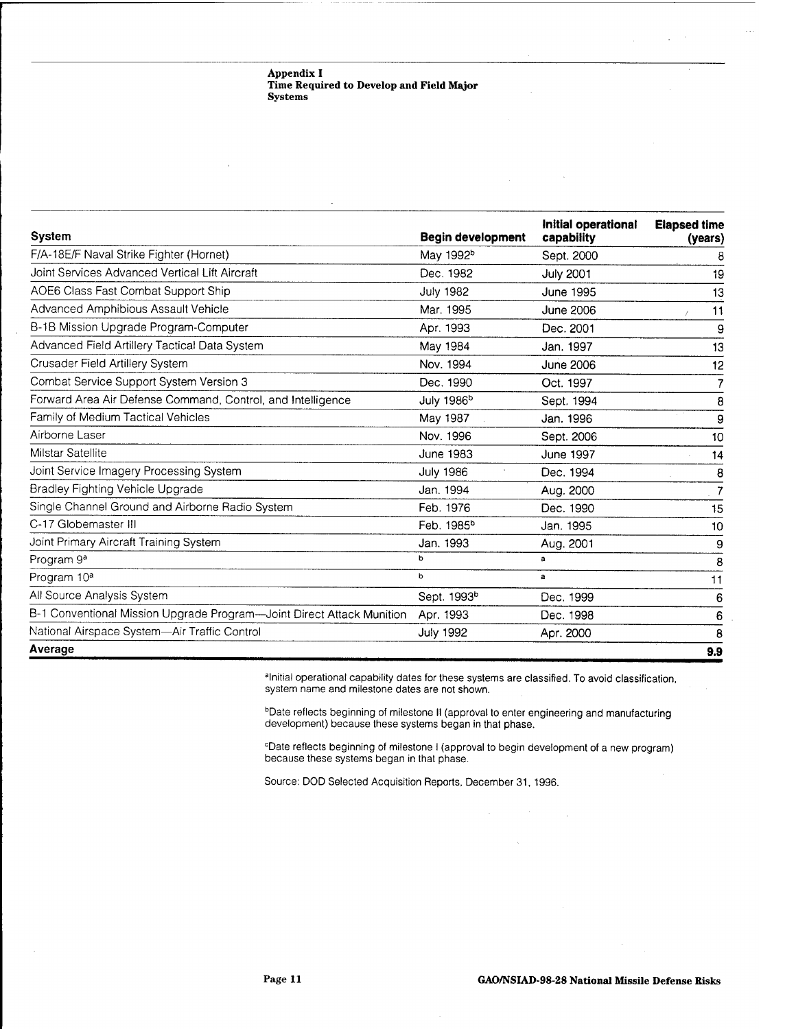## Appendix I
## Time Required to Develop and Field Major Systems

| System | Begin development | Initial operational capability | Elapsed time (years) |
|---|---|---|---|
| F/A-18E/F Naval Strike Fighter (Hornet) | May 1992[b] | Sept. 2000 | 8 |
| Joint Services Advanced Vertical Lift Aircraft | Dec. 1982 | July 2001 | 19 |
| AOE6 Class Fast Combat Support Ship | July 1982 | June 1995 | 13 |
| Advanced Amphibious Assault Vehicle | Mar. 1995 | June 2006 | 11 |
| B-1B Mission Upgrade Program-Computer | Apr. 1993 | Dec. 2001 | 9 |
| Advanced Field Artillery Tactical Data System | May 1984 | Jan. 1997 | 13 |
| Crusader Field Artillery System | Nov. 1994 | June 2006 | 12 |
| Combat Service Support System Version 3 | Dec. 1990 | Oct. 1997 | 7 |
| Forward Area Air Defense Command, Control, and Intelligence | July 1986[b] | Sept. 1994 | 8 |
| Family of Medium Tactical Vehicles | May 1987 | Jan. 1996 | 9 |
| Airborne Laser | Nov. 1996 | Sept. 2006 | 10 |
| Milstar Satellite | June 1983 | June 1997 | 14 |
| Joint Service Imagery Processing System | July 1986 | Dec. 1994 | 8 |
| Bradley Fighting Vehicle Upgrade | Jan. 1994 | Aug. 2000 | 7 |
| Single Channel Ground and Airborne Radio System | Feb. 1976 | Dec. 1990 | 15 |
| C-17 Globemaster III | Feb. 1985[b] | Jan. 1995 | 10 |
| Joint Primary Aircraft Training System | Jan. 1993 | Aug. 2001 | 9 |
| Program 9[a] | [b] | [a] | 8 |
| Program 10[a] | [b] | [a] | 11 |
| All Source Analysis System | Sept. 1993[b] | Dec. 1999 | 6 |
| B-1 Conventional Mission Upgrade Program—Joint Direct Attack Munition | Apr. 1993 | Dec. 1998 | 6 |
| National Airspace System—Air Traffic Control | July 1992 | Apr. 2000 | 8 |
| **Average** | | | **9.9** |

[a]Initial operational capability dates for these systems are classified. To avoid classification, system name and milestone dates are not shown.

[b]Date reflects beginning of milestone II (approval to enter engineering and manufacturing development) because these systems began in that phase.

[c]Date reflects beginning of milestone I (approval to begin development of a new program) because these systems began in that phase.

Source: DOD Selected Acquisition Reports, December 31, 1996.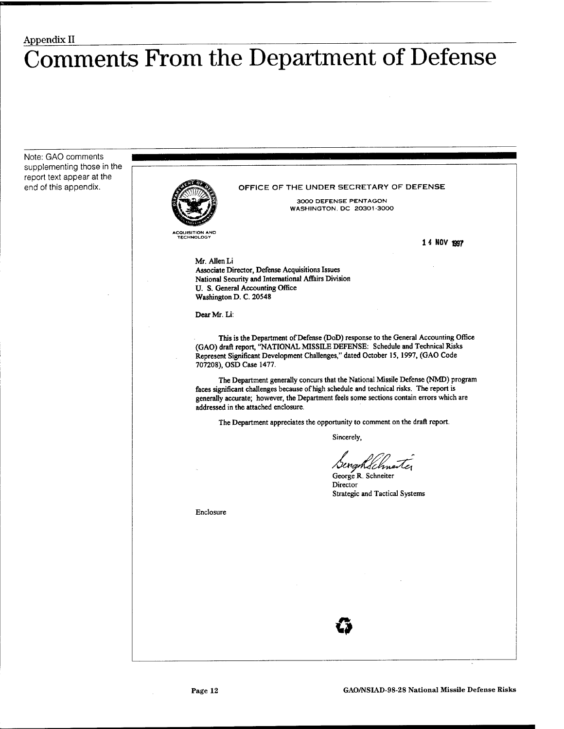Appendix II

# Comments From the Department of Defense

Note: GAO comments supplementing those in the report text appear at the end of this appendix.

OFFICE OF THE UNDER SECRETARY OF DEFENSE

3000 DEFENSE PENTAGON
WASHINGTON, DC 20301-3000

ACQUISITION AND TECHNOLOGY

14 NOV 1997

Mr. Allen Li
Associate Director, Defense Acquisitions Issues
National Security and International Affairs Division
U. S. General Accounting Office
Washington D. C. 20548

Dear Mr. Li:

This is the Department of Defense (DoD) response to the General Accounting Office (GAO) draft report, "NATIONAL MISSILE DEFENSE: Schedule and Technical Risks Represent Significant Development Challenges," dated October 15, 1997, (GAO Code 707208), OSD Case 1477.

The Department generally concurs that the National Missile Defense (NMD) program faces significant challenges because of high schedule and technical risks. The report is generally accurate; however, the Department feels some sections contain errors which are addressed in the attached enclosure.

The Department appreciates the opportunity to comment on the draft report.

Sincerely,

George R. Schneiter
Director
Strategic and Tactical Systems

Enclosure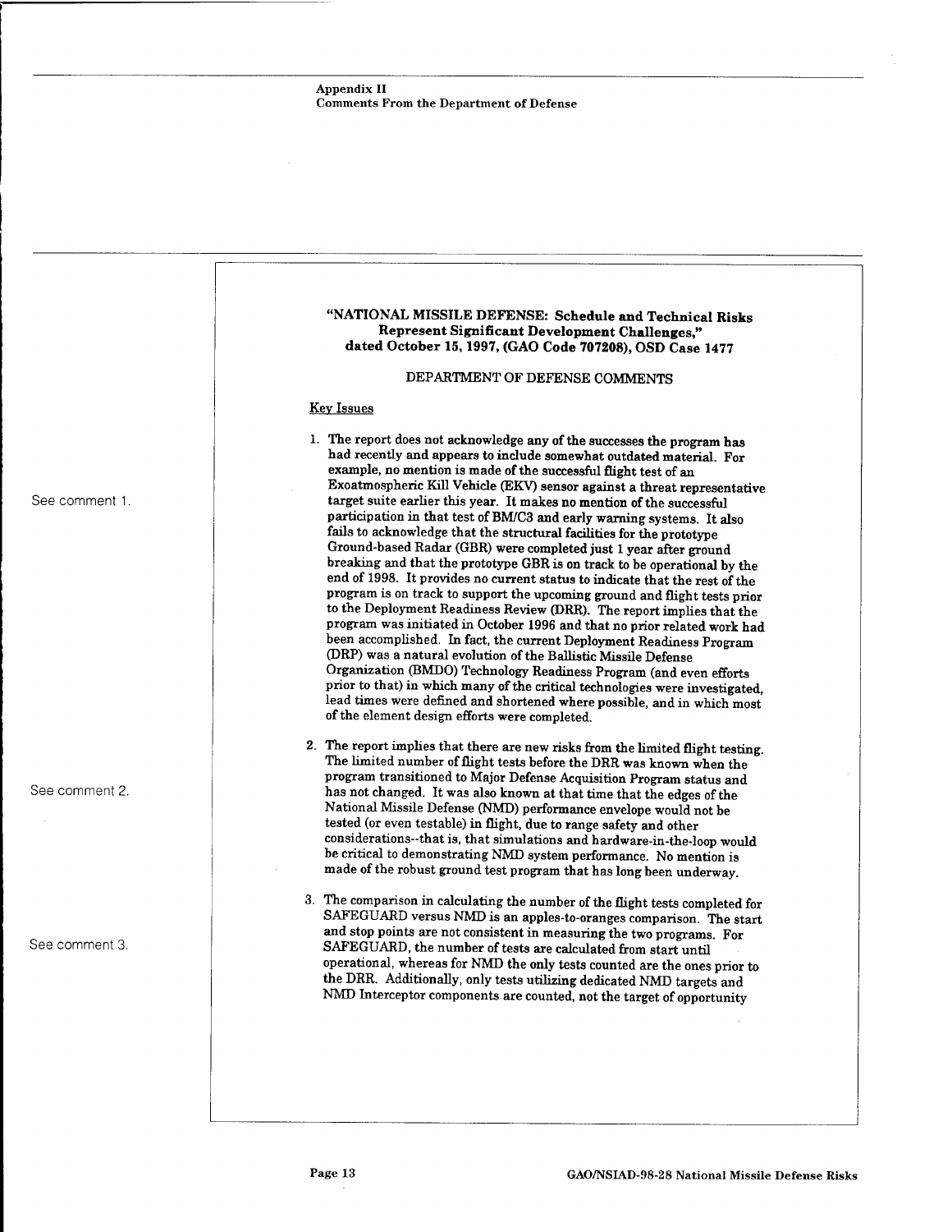Appendix II
Comments From the Department of Defense

**"NATIONAL MISSILE DEFENSE: Schedule and Technical Risks Represent Significant Development Challenges," dated October 15, 1997, (GAO Code 707208), OSD Case 1477**

DEPARTMENT OF DEFENSE COMMENTS

Key Issues

See comment 1.

1. The report does not acknowledge any of the successes the program has had recently and appears to include somewhat outdated material. For example, no mention is made of the successful flight test of an Exoatmospheric Kill Vehicle (EKV) sensor against a threat representative target suite earlier this year. It makes no mention of the successful participation in that test of BM/C3 and early warning systems. It also fails to acknowledge that the structural facilities for the prototype Ground-based Radar (GBR) were completed just 1 year after ground breaking and that the prototype GBR is on track to be operational by the end of 1998. It provides no current status to indicate that the rest of the program is on track to support the upcoming ground and flight tests prior to the Deployment Readiness Review (DRR). The report implies that the program was initiated in October 1996 and that no prior related work had been accomplished. In fact, the current Deployment Readiness Program (DRP) was a natural evolution of the Ballistic Missile Defense Organization (BMDO) Technology Readiness Program (and even efforts prior to that) in which many of the critical technologies were investigated, lead times were defined and shortened where possible, and in which most of the element design efforts were completed.

See comment 2.

2. The report implies that there are new risks from the limited flight testing. The limited number of flight tests before the DRR was known when the program transitioned to Major Defense Acquisition Program status and has not changed. It was also known at that time that the edges of the National Missile Defense (NMD) performance envelope would not be tested (or even testable) in flight, due to range safety and other considerations--that is, that simulations and hardware-in-the-loop would be critical to demonstrating NMD system performance. No mention is made of the robust ground test program that has long been underway.

See comment 3.

3. The comparison in calculating the number of the flight tests completed for SAFEGUARD versus NMD is an apples-to-oranges comparison. The start and stop points are not consistent in measuring the two programs. For SAFEGUARD, the number of tests are calculated from start until operational, whereas for NMD the only tests counted are the ones prior to the DRR. Additionally, only tests utilizing dedicated NMD targets and NMD Interceptor components are counted, not the target of opportunity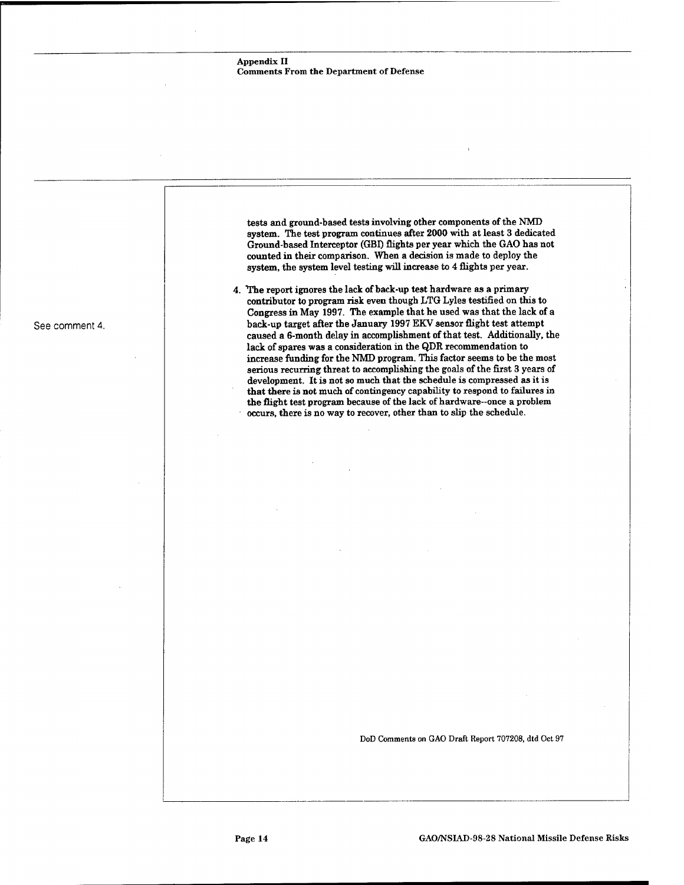tests and ground-based tests involving other components of the NMD system. The test program continues after 2000 with at least 3 dedicated Ground-based Interceptor (GBI) flights per year which the GAO has not counted in their comparison. When a decision is made to deploy the system, the system level testing will increase to 4 flights per year.

See comment 4.

4. The report ignores the lack of back-up test hardware as a primary contributor to program risk even though LTG Lyles testified on this to Congress in May 1997. The example that he used was that the lack of a back-up target after the January 1997 EKV sensor flight test attempt caused a 6-month delay in accomplishment of that test. Additionally, the lack of spares was a consideration in the QDR recommendation to increase funding for the NMD program. This factor seems to be the most serious recurring threat to accomplishing the goals of the first 3 years of development. It is not so much that the schedule is compressed as it is that there is not much of contingency capability to respond to failures in the flight test program because of the lack of hardware--once a problem occurs, there is no way to recover, other than to slip the schedule.

DoD Comments on GAO Draft Report 707208, dtd Oct 97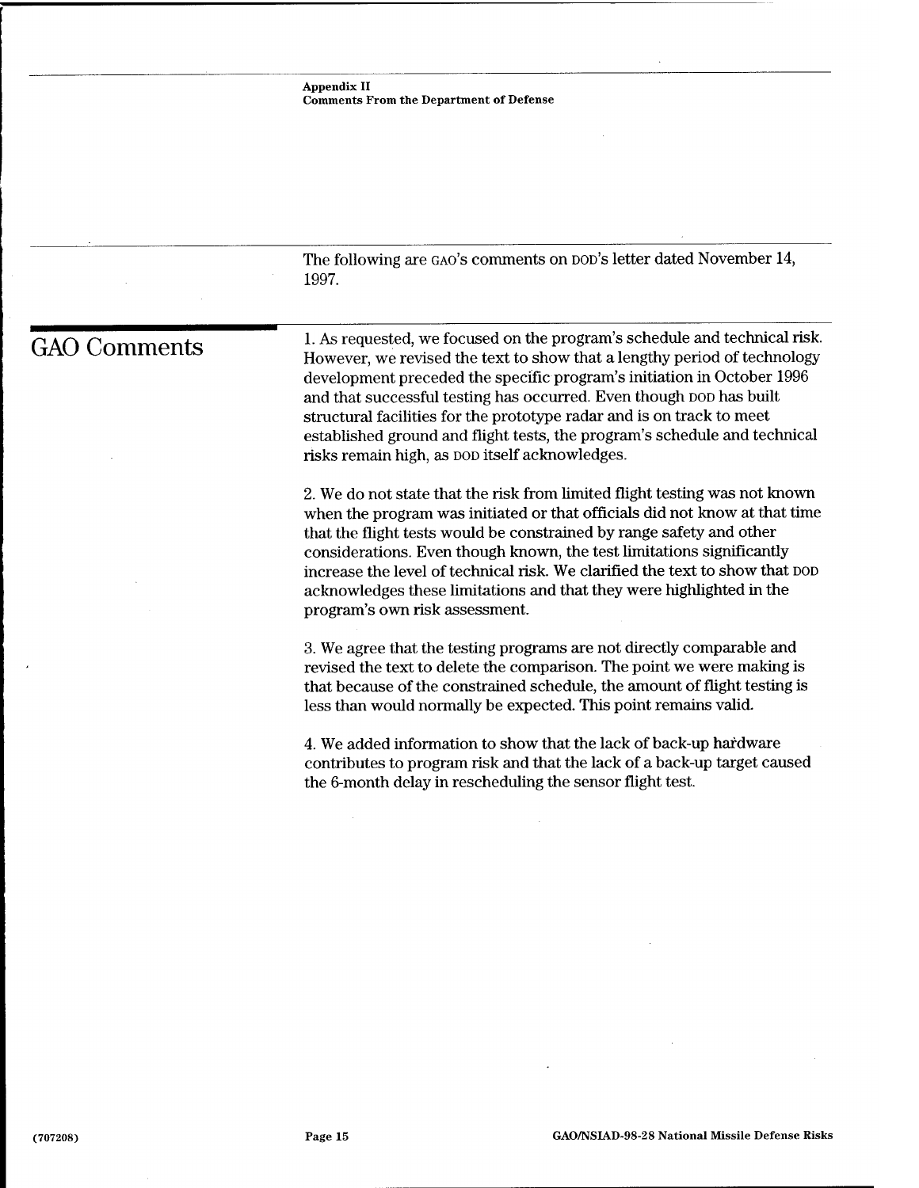The following are GAO's comments on DOD's letter dated November 14, 1997.

## GAO Comments

1. As requested, we focused on the program's schedule and technical risk. However, we revised the text to show that a lengthy period of technology development preceded the specific program's initiation in October 1996 and that successful testing has occurred. Even though DOD has built structural facilities for the prototype radar and is on track to meet established ground and flight tests, the program's schedule and technical risks remain high, as DOD itself acknowledges.

2. We do not state that the risk from limited flight testing was not known when the program was initiated or that officials did not know at that time that the flight tests would be constrained by range safety and other considerations. Even though known, the test limitations significantly increase the level of technical risk. We clarified the text to show that DOD acknowledges these limitations and that they were highlighted in the program's own risk assessment.

3. We agree that the testing programs are not directly comparable and revised the text to delete the comparison. The point we were making is that because of the constrained schedule, the amount of flight testing is less than would normally be expected. This point remains valid.

4. We added information to show that the lack of back-up hardware contributes to program risk and that the lack of a back-up target caused the 6-month delay in rescheduling the sensor flight test.

(707208)